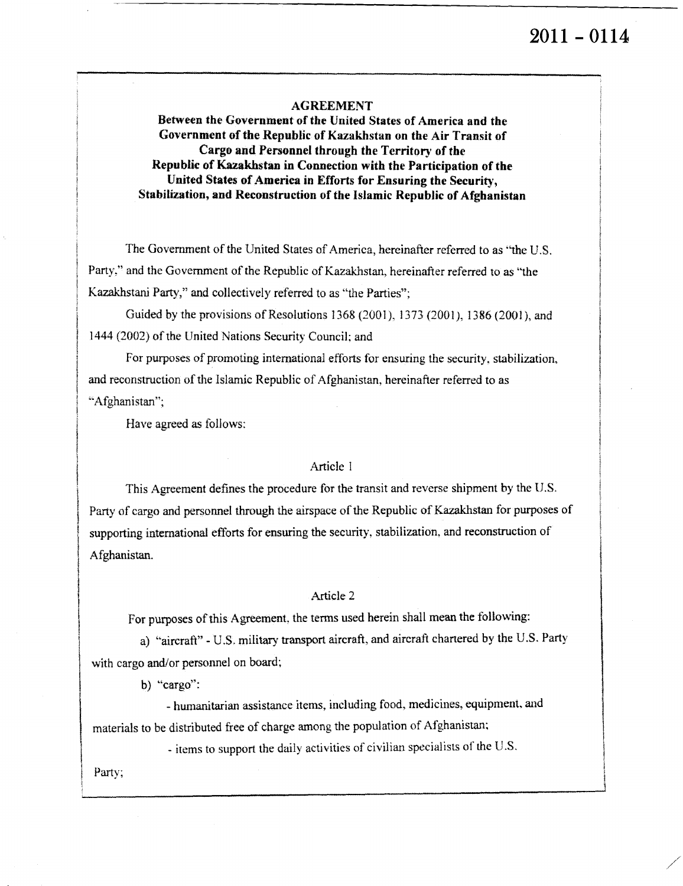2011 - 0114

**AGREEMENT**
**Between the Government of the United States of America and the Government of the Republic of Kazakhstan on the Air Transit of Cargo and Personnel through the Territory of the Republic of Kazakhstan in Connection with the Participation of the United States of America in Efforts for Ensuring the Security, Stabilization, and Reconstruction of the Islamic Republic of Afghanistan**

The Government of the United States of America, hereinafter referred to as "the U.S. Party," and the Government of the Republic of Kazakhstan, hereinafter referred to as "the Kazakhstani Party," and collectively referred to as "the Parties";

Guided by the provisions of Resolutions 1368 (2001), 1373 (2001), 1386 (2001), and 1444 (2002) of the United Nations Security Council; and

For purposes of promoting international efforts for ensuring the security, stabilization, and reconstruction of the Islamic Republic of Afghanistan, hereinafter referred to as "Afghanistan";

Have agreed as follows:

Article 1

This Agreement defines the procedure for the transit and reverse shipment by the U.S. Party of cargo and personnel through the airspace of the Republic of Kazakhstan for purposes of supporting international efforts for ensuring the security, stabilization, and reconstruction of Afghanistan.

Article 2

For purposes of this Agreement, the terms used herein shall mean the following:

a) "aircraft" - U.S. military transport aircraft, and aircraft chartered by the U.S. Party with cargo and/or personnel on board;

b) "cargo":

- humanitarian assistance items, including food, medicines, equipment, and materials to be distributed free of charge among the population of Afghanistan;

- items to support the daily activities of civilian specialists of the U.S. Party;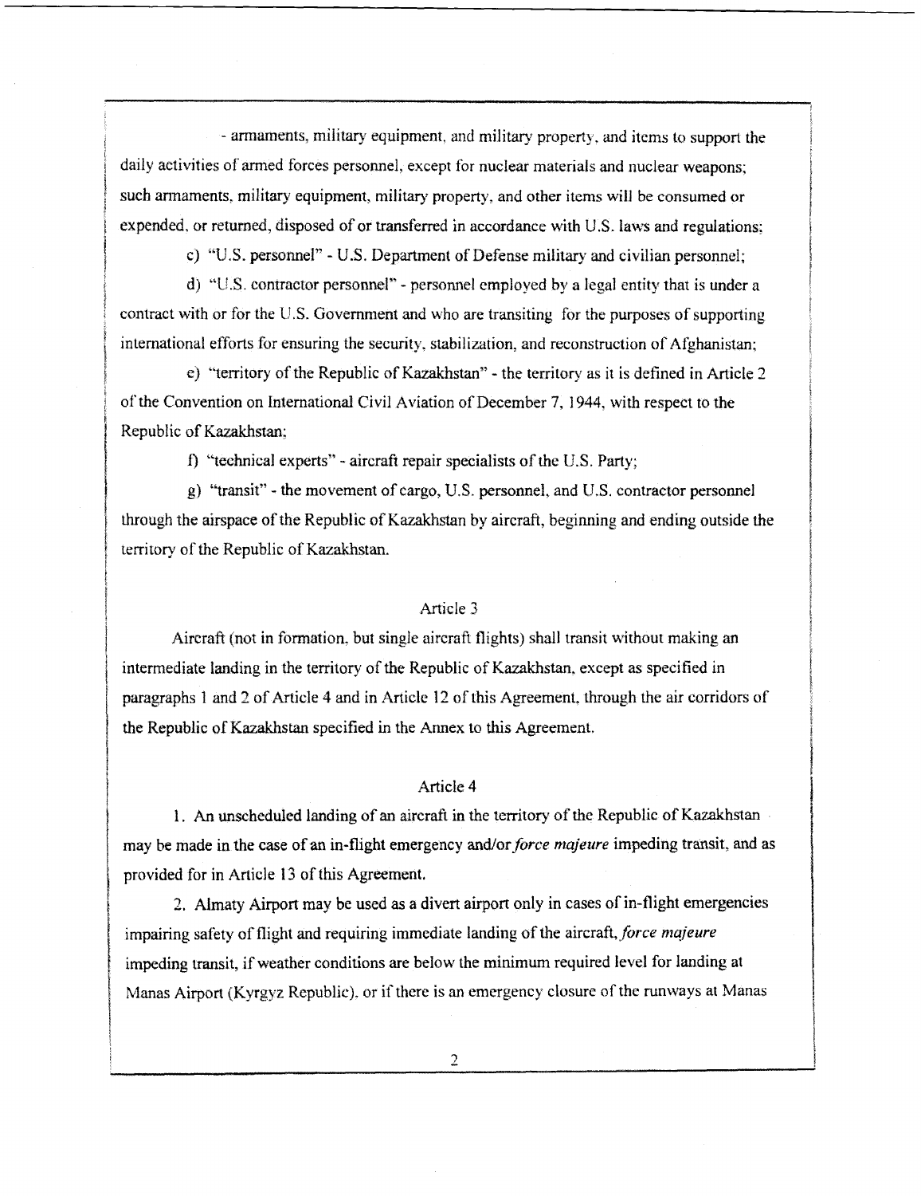- armaments, military equipment, and military property, and items to support the daily activities of armed forces personnel, except for nuclear materials and nuclear weapons; such armaments, military equipment, military property, and other items will be consumed or expended, or returned, disposed of or transferred in accordance with U.S. laws and regulations;

c) "U.S. personnel" - U.S. Department of Defense military and civilian personnel;

d) "U.S. contractor personnel" - personnel employed by a legal entity that is under a contract with or for the U.S. Government and who are transiting for the purposes of supporting international efforts for ensuring the security, stabilization, and reconstruction of Afghanistan;

e) "territory of the Republic of Kazakhstan" - the territory as it is defined in Article 2 of the Convention on International Civil Aviation of December 7, 1944, with respect to the Republic of Kazakhstan;

f) "technical experts" - aircraft repair specialists of the U.S. Party;

g) "transit" - the movement of cargo, U.S. personnel, and U.S. contractor personnel through the airspace of the Republic of Kazakhstan by aircraft, beginning and ending outside the territory of the Republic of Kazakhstan.

## Article 3

Aircraft (not in formation, but single aircraft flights) shall transit without making an intermediate landing in the territory of the Republic of Kazakhstan, except as specified in paragraphs 1 and 2 of Article 4 and in Article 12 of this Agreement, through the air corridors of the Republic of Kazakhstan specified in the Annex to this Agreement.

## Article 4

1. An unscheduled landing of an aircraft in the territory of the Republic of Kazakhstan may be made in the case of an in-flight emergency and/or *force majeure* impeding transit, and as provided for in Article 13 of this Agreement.

2. Almaty Airport may be used as a divert airport only in cases of in-flight emergencies impairing safety of flight and requiring immediate landing of the aircraft, *force majeure* impeding transit, if weather conditions are below the minimum required level for landing at Manas Airport (Kyrgyz Republic), or if there is an emergency closure of the runways at Manas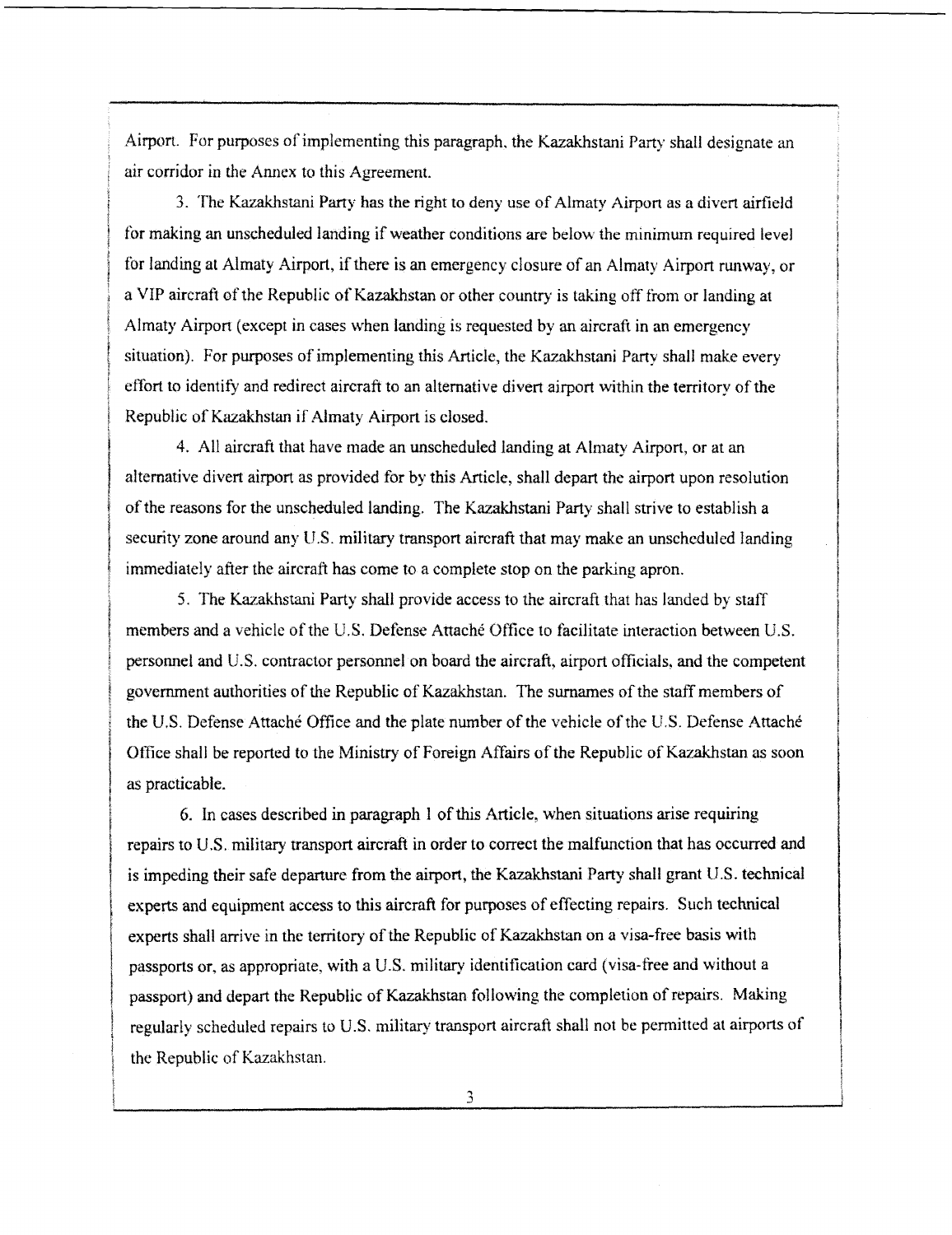Airport. For purposes of implementing this paragraph, the Kazakhstani Party shall designate an air corridor in the Annex to this Agreement.

3. The Kazakhstani Party has the right to deny use of Almaty Airport as a divert airfield for making an unscheduled landing if weather conditions are below the minimum required level for landing at Almaty Airport, if there is an emergency closure of an Almaty Airport runway, or a VIP aircraft of the Republic of Kazakhstan or other country is taking off from or landing at Almaty Airport (except in cases when landing is requested by an aircraft in an emergency situation). For purposes of implementing this Article, the Kazakhstani Party shall make every effort to identify and redirect aircraft to an alternative divert airport within the territory of the Republic of Kazakhstan if Almaty Airport is closed.

4. All aircraft that have made an unscheduled landing at Almaty Airport, or at an alternative divert airport as provided for by this Article, shall depart the airport upon resolution of the reasons for the unscheduled landing. The Kazakhstani Party shall strive to establish a security zone around any U.S. military transport aircraft that may make an unscheduled landing immediately after the aircraft has come to a complete stop on the parking apron.

5. The Kazakhstani Party shall provide access to the aircraft that has landed by staff members and a vehicle of the U.S. Defense Attaché Office to facilitate interaction between U.S. personnel and U.S. contractor personnel on board the aircraft, airport officials, and the competent government authorities of the Republic of Kazakhstan. The surnames of the staff members of the U.S. Defense Attaché Office and the plate number of the vehicle of the U.S. Defense Attaché Office shall be reported to the Ministry of Foreign Affairs of the Republic of Kazakhstan as soon as practicable.

6. In cases described in paragraph 1 of this Article, when situations arise requiring repairs to U.S. military transport aircraft in order to correct the malfunction that has occurred and is impeding their safe departure from the airport, the Kazakhstani Party shall grant U.S. technical experts and equipment access to this aircraft for purposes of effecting repairs. Such technical experts shall arrive in the territory of the Republic of Kazakhstan on a visa-free basis with passports or, as appropriate, with a U.S. military identification card (visa-free and without a passport) and depart the Republic of Kazakhstan following the completion of repairs. Making regularly scheduled repairs to U.S. military transport aircraft shall not be permitted at airports of the Republic of Kazakhstan.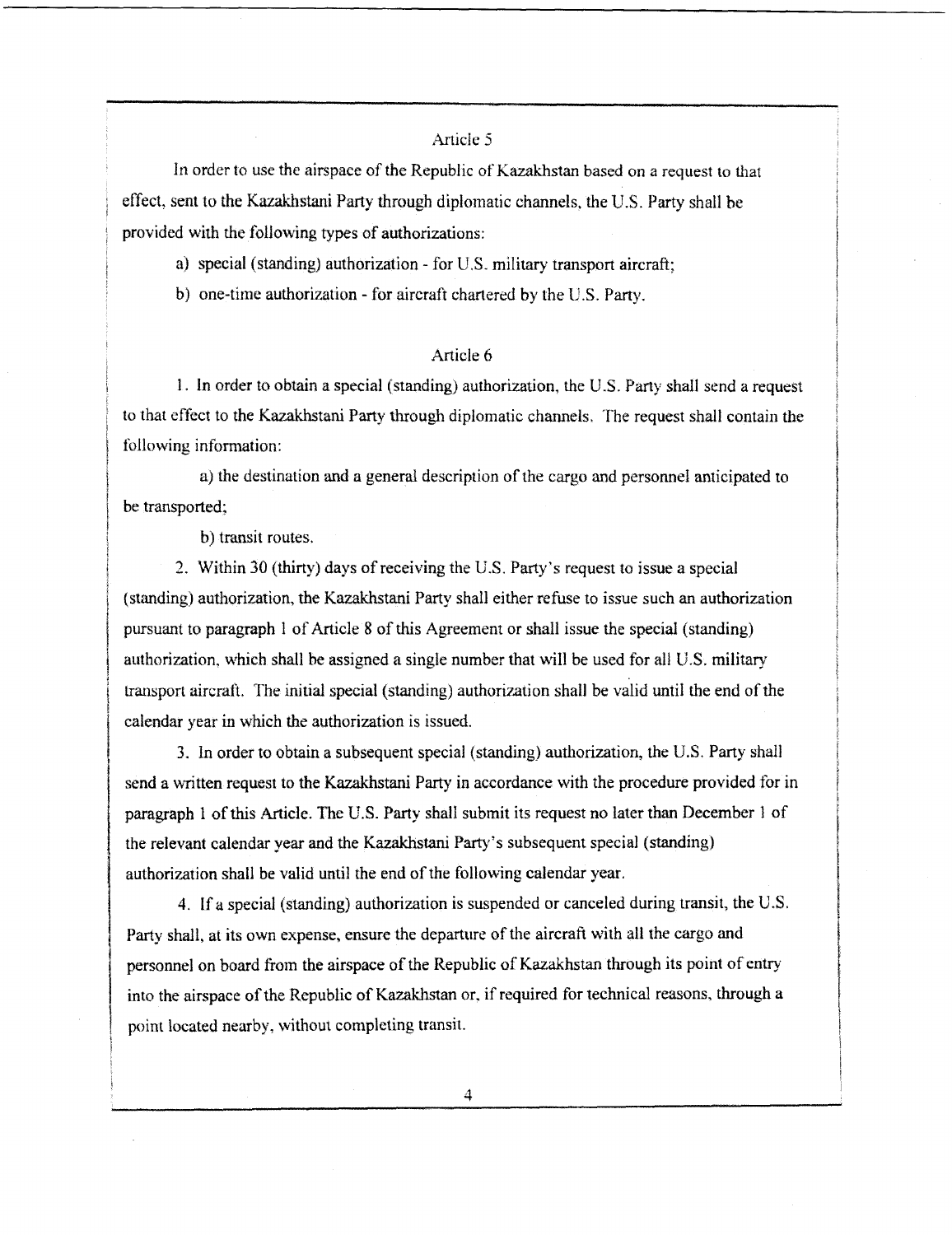## Article 5

In order to use the airspace of the Republic of Kazakhstan based on a request to that effect, sent to the Kazakhstani Party through diplomatic channels, the U.S. Party shall be provided with the following types of authorizations:

a) special (standing) authorization - for U.S. military transport aircraft;

b) one-time authorization - for aircraft chartered by the U.S. Party.

## Article 6

1. In order to obtain a special (standing) authorization, the U.S. Party shall send a request to that effect to the Kazakhstani Party through diplomatic channels. The request shall contain the following information:

a) the destination and a general description of the cargo and personnel anticipated to be transported;

b) transit routes.

2. Within 30 (thirty) days of receiving the U.S. Party's request to issue a special (standing) authorization, the Kazakhstani Party shall either refuse to issue such an authorization pursuant to paragraph 1 of Article 8 of this Agreement or shall issue the special (standing) authorization, which shall be assigned a single number that will be used for all U.S. military transport aircraft. The initial special (standing) authorization shall be valid until the end of the calendar year in which the authorization is issued.

3. In order to obtain a subsequent special (standing) authorization, the U.S. Party shall send a written request to the Kazakhstani Party in accordance with the procedure provided for in paragraph 1 of this Article. The U.S. Party shall submit its request no later than December 1 of the relevant calendar year and the Kazakhstani Party's subsequent special (standing) authorization shall be valid until the end of the following calendar year.

4. If a special (standing) authorization is suspended or canceled during transit, the U.S. Party shall, at its own expense, ensure the departure of the aircraft with all the cargo and personnel on board from the airspace of the Republic of Kazakhstan through its point of entry into the airspace of the Republic of Kazakhstan or, if required for technical reasons, through a point located nearby, without completing transit.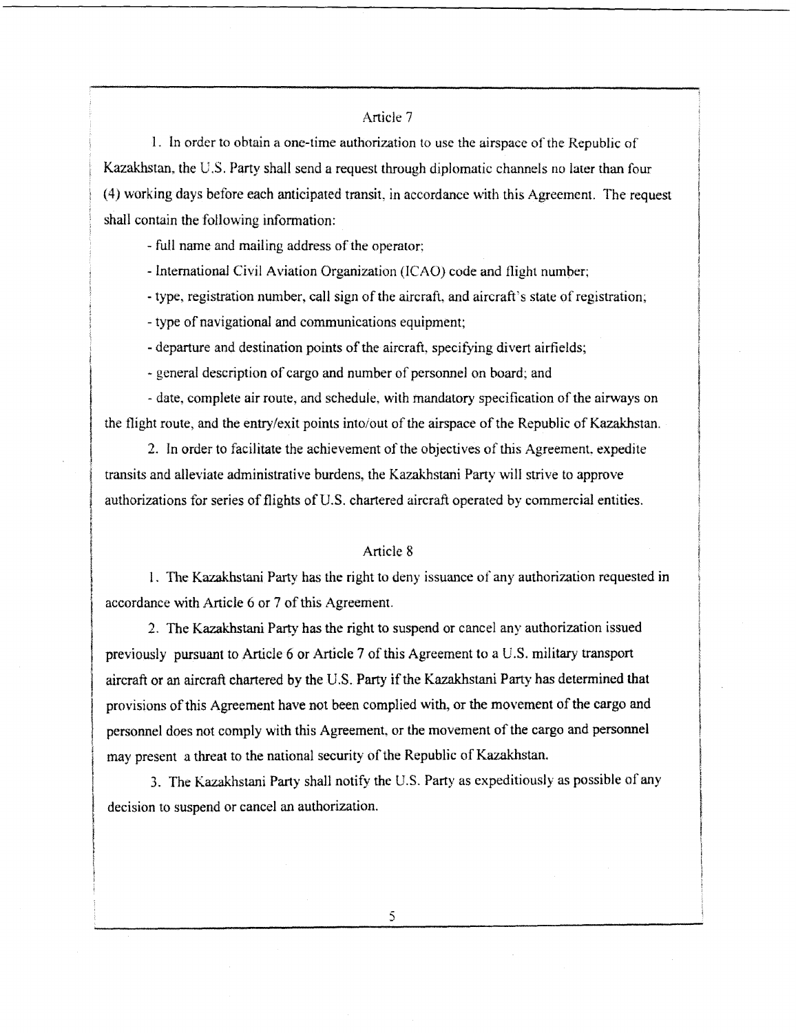## Article 7

1. In order to obtain a one-time authorization to use the airspace of the Republic of Kazakhstan, the U.S. Party shall send a request through diplomatic channels no later than four (4) working days before each anticipated transit, in accordance with this Agreement. The request shall contain the following information:

- full name and mailing address of the operator;
- International Civil Aviation Organization (ICAO) code and flight number;
- type, registration number, call sign of the aircraft, and aircraft's state of registration;
- type of navigational and communications equipment;
- departure and destination points of the aircraft, specifying divert airfields;
- general description of cargo and number of personnel on board; and
- date, complete air route, and schedule, with mandatory specification of the airways on the flight route, and the entry/exit points into/out of the airspace of the Republic of Kazakhstan.

2. In order to facilitate the achievement of the objectives of this Agreement, expedite transits and alleviate administrative burdens, the Kazakhstani Party will strive to approve authorizations for series of flights of U.S. chartered aircraft operated by commercial entities.

## Article 8

1. The Kazakhstani Party has the right to deny issuance of any authorization requested in accordance with Article 6 or 7 of this Agreement.

2. The Kazakhstani Party has the right to suspend or cancel any authorization issued previously pursuant to Article 6 or Article 7 of this Agreement to a U.S. military transport aircraft or an aircraft chartered by the U.S. Party if the Kazakhstani Party has determined that provisions of this Agreement have not been complied with, or the movement of the cargo and personnel does not comply with this Agreement, or the movement of the cargo and personnel may present a threat to the national security of the Republic of Kazakhstan.

3. The Kazakhstani Party shall notify the U.S. Party as expeditiously as possible of any decision to suspend or cancel an authorization.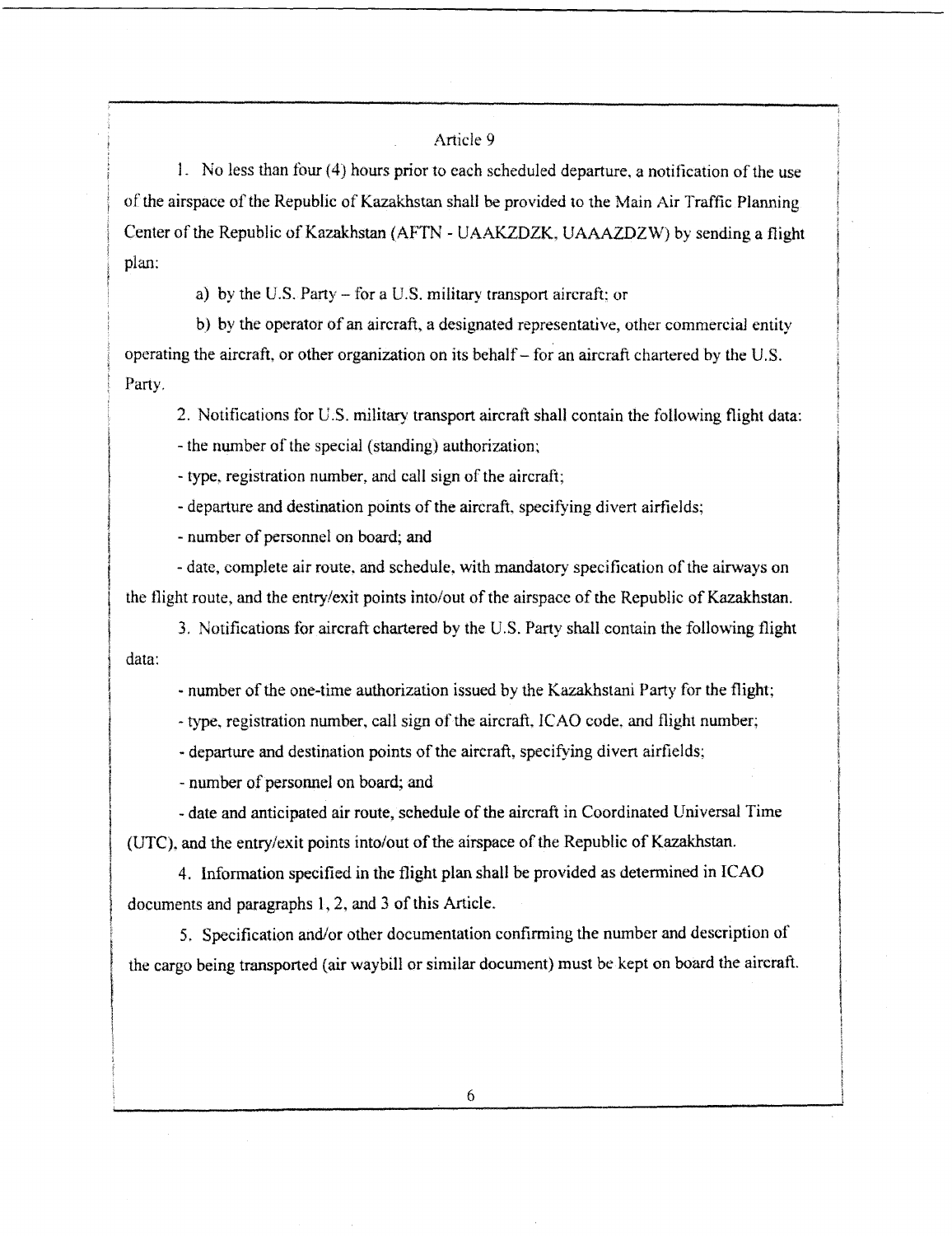## Article 9

1. No less than four (4) hours prior to each scheduled departure, a notification of the use of the airspace of the Republic of Kazakhstan shall be provided to the Main Air Traffic Planning Center of the Republic of Kazakhstan (AFTN - UAAKZDZK, UAAAZDZW) by sending a flight plan:

a) by the U.S. Party – for a U.S. military transport aircraft; or

b) by the operator of an aircraft, a designated representative, other commercial entity operating the aircraft, or other organization on its behalf – for an aircraft chartered by the U.S. Party.

2. Notifications for U.S. military transport aircraft shall contain the following flight data:

- the number of the special (standing) authorization;
- type, registration number, and call sign of the aircraft;
- departure and destination points of the aircraft, specifying divert airfields;
- number of personnel on board; and
- date, complete air route, and schedule, with mandatory specification of the airways on the flight route, and the entry/exit points into/out of the airspace of the Republic of Kazakhstan.

3. Notifications for aircraft chartered by the U.S. Party shall contain the following flight data:

- number of the one-time authorization issued by the Kazakhstani Party for the flight;
- type, registration number, call sign of the aircraft, ICAO code, and flight number;
- departure and destination points of the aircraft, specifying divert airfields;
- number of personnel on board; and
- date and anticipated air route, schedule of the aircraft in Coordinated Universal Time (UTC), and the entry/exit points into/out of the airspace of the Republic of Kazakhstan.

4. Information specified in the flight plan shall be provided as determined in ICAO documents and paragraphs 1, 2, and 3 of this Article.

5. Specification and/or other documentation confirming the number and description of the cargo being transported (air waybill or similar document) must be kept on board the aircraft.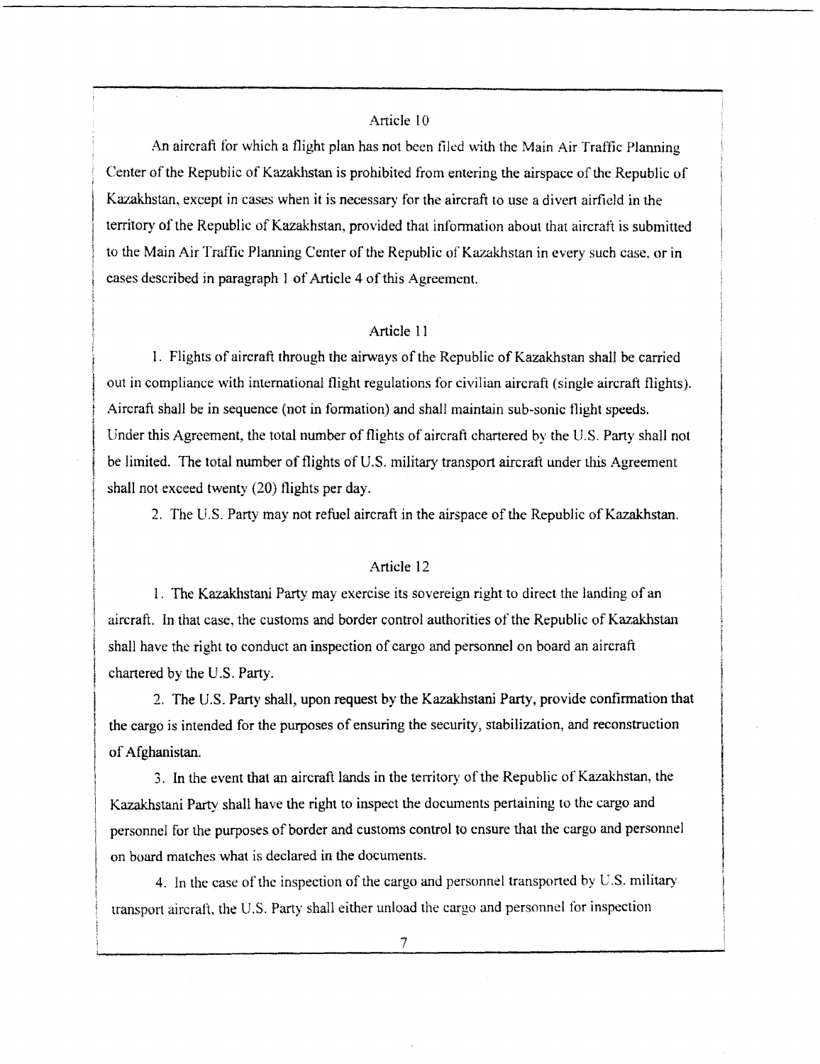### Article 10

An aircraft for which a flight plan has not been filed with the Main Air Traffic Planning Center of the Republic of Kazakhstan is prohibited from entering the airspace of the Republic of Kazakhstan, except in cases when it is necessary for the aircraft to use a divert airfield in the territory of the Republic of Kazakhstan, provided that information about that aircraft is submitted to the Main Air Traffic Planning Center of the Republic of Kazakhstan in every such case, or in cases described in paragraph 1 of Article 4 of this Agreement.

### Article 11

1. Flights of aircraft through the airways of the Republic of Kazakhstan shall be carried out in compliance with international flight regulations for civilian aircraft (single aircraft flights). Aircraft shall be in sequence (not in formation) and shall maintain sub-sonic flight speeds. Under this Agreement, the total number of flights of aircraft chartered by the U.S. Party shall not be limited. The total number of flights of U.S. military transport aircraft under this Agreement shall not exceed twenty (20) flights per day.

2. The U.S. Party may not refuel aircraft in the airspace of the Republic of Kazakhstan.

### Article 12

1. The Kazakhstani Party may exercise its sovereign right to direct the landing of an aircraft. In that case, the customs and border control authorities of the Republic of Kazakhstan shall have the right to conduct an inspection of cargo and personnel on board an aircraft chartered by the U.S. Party.

2. The U.S. Party shall, upon request by the Kazakhstani Party, provide confirmation that the cargo is intended for the purposes of ensuring the security, stabilization, and reconstruction of Afghanistan.

3. In the event that an aircraft lands in the territory of the Republic of Kazakhstan, the Kazakhstani Party shall have the right to inspect the documents pertaining to the cargo and personnel for the purposes of border and customs control to ensure that the cargo and personnel on board matches what is declared in the documents.

4. In the case of the inspection of the cargo and personnel transported by U.S. military transport aircraft, the U.S. Party shall either unload the cargo and personnel for inspection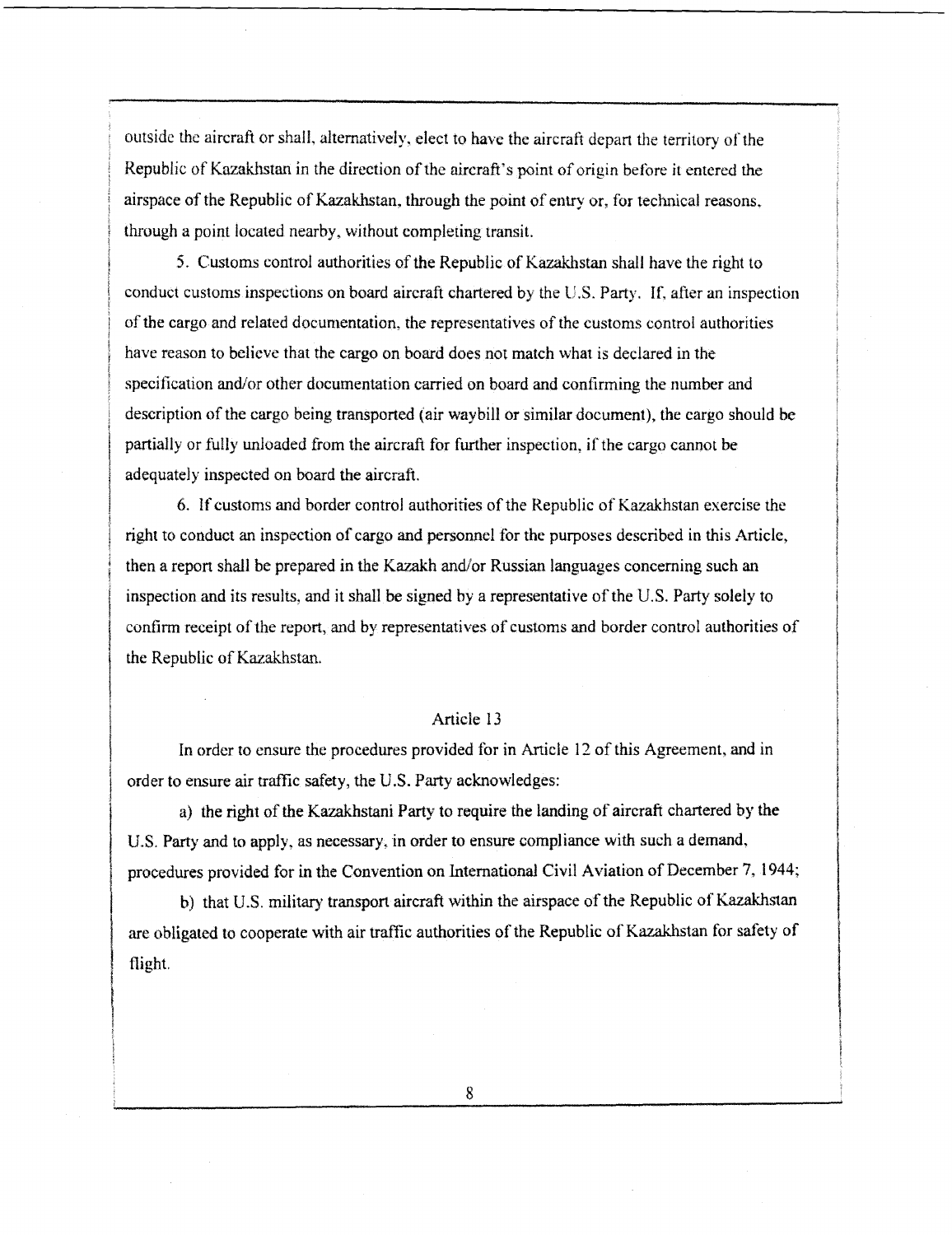outside the aircraft or shall, alternatively, elect to have the aircraft depart the territory of the Republic of Kazakhstan in the direction of the aircraft's point of origin before it entered the airspace of the Republic of Kazakhstan, through the point of entry or, for technical reasons, through a point located nearby, without completing transit.

5. Customs control authorities of the Republic of Kazakhstan shall have the right to conduct customs inspections on board aircraft chartered by the U.S. Party. If, after an inspection of the cargo and related documentation, the representatives of the customs control authorities have reason to believe that the cargo on board does not match what is declared in the specification and/or other documentation carried on board and confirming the number and description of the cargo being transported (air waybill or similar document), the cargo should be partially or fully unloaded from the aircraft for further inspection, if the cargo cannot be adequately inspected on board the aircraft.

6. If customs and border control authorities of the Republic of Kazakhstan exercise the right to conduct an inspection of cargo and personnel for the purposes described in this Article, then a report shall be prepared in the Kazakh and/or Russian languages concerning such an inspection and its results, and it shall be signed by a representative of the U.S. Party solely to confirm receipt of the report, and by representatives of customs and border control authorities of the Republic of Kazakhstan.

## Article 13

In order to ensure the procedures provided for in Article 12 of this Agreement, and in order to ensure air traffic safety, the U.S. Party acknowledges:

a) the right of the Kazakhstani Party to require the landing of aircraft chartered by the U.S. Party and to apply, as necessary, in order to ensure compliance with such a demand, procedures provided for in the Convention on International Civil Aviation of December 7, 1944;

b) that U.S. military transport aircraft within the airspace of the Republic of Kazakhstan are obligated to cooperate with air traffic authorities of the Republic of Kazakhstan for safety of flight.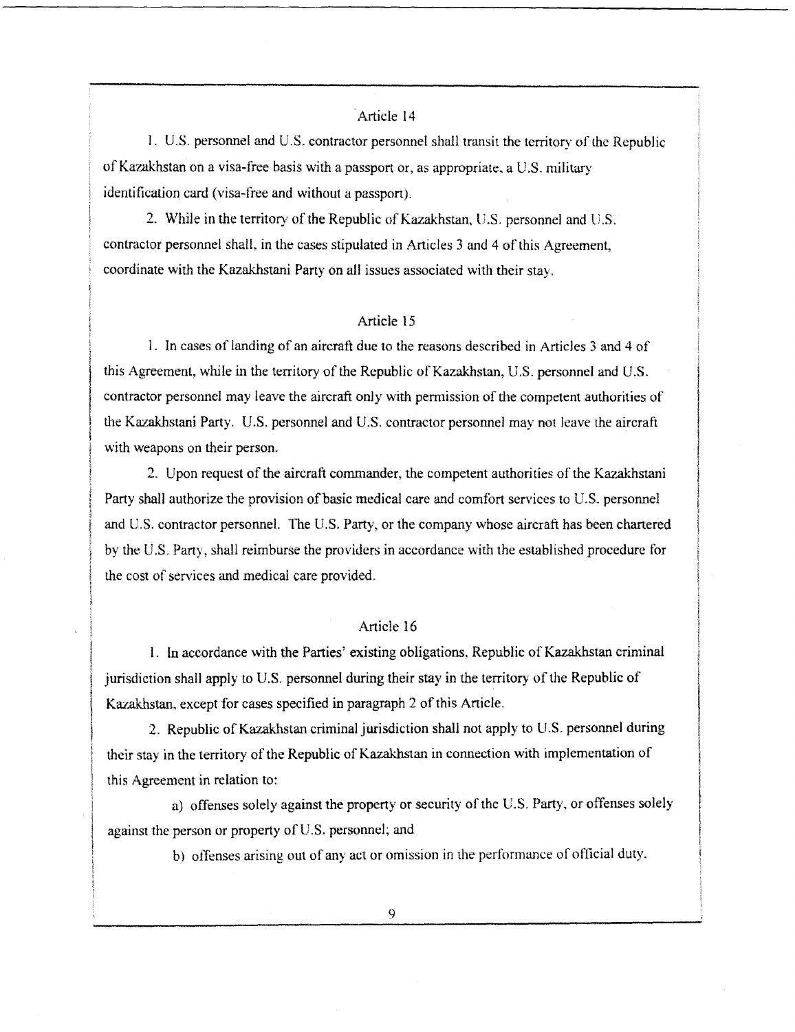## Article 14

1. U.S. personnel and U.S. contractor personnel shall transit the territory of the Republic of Kazakhstan on a visa-free basis with a passport or, as appropriate, a U.S. military identification card (visa-free and without a passport).

2. While in the territory of the Republic of Kazakhstan, U.S. personnel and U.S. contractor personnel shall, in the cases stipulated in Articles 3 and 4 of this Agreement, coordinate with the Kazakhstani Party on all issues associated with their stay.

## Article 15

1. In cases of landing of an aircraft due to the reasons described in Articles 3 and 4 of this Agreement, while in the territory of the Republic of Kazakhstan, U.S. personnel and U.S. contractor personnel may leave the aircraft only with permission of the competent authorities of the Kazakhstani Party. U.S. personnel and U.S. contractor personnel may not leave the aircraft with weapons on their person.

2. Upon request of the aircraft commander, the competent authorities of the Kazakhstani Party shall authorize the provision of basic medical care and comfort services to U.S. personnel and U.S. contractor personnel. The U.S. Party, or the company whose aircraft has been chartered by the U.S. Party, shall reimburse the providers in accordance with the established procedure for the cost of services and medical care provided.

## Article 16

1. In accordance with the Parties' existing obligations, Republic of Kazakhstan criminal jurisdiction shall apply to U.S. personnel during their stay in the territory of the Republic of Kazakhstan, except for cases specified in paragraph 2 of this Article.

2. Republic of Kazakhstan criminal jurisdiction shall not apply to U.S. personnel during their stay in the territory of the Republic of Kazakhstan in connection with implementation of this Agreement in relation to:

a) offenses solely against the property or security of the U.S. Party, or offenses solely against the person or property of U.S. personnel; and

b) offenses arising out of any act or omission in the performance of official duty.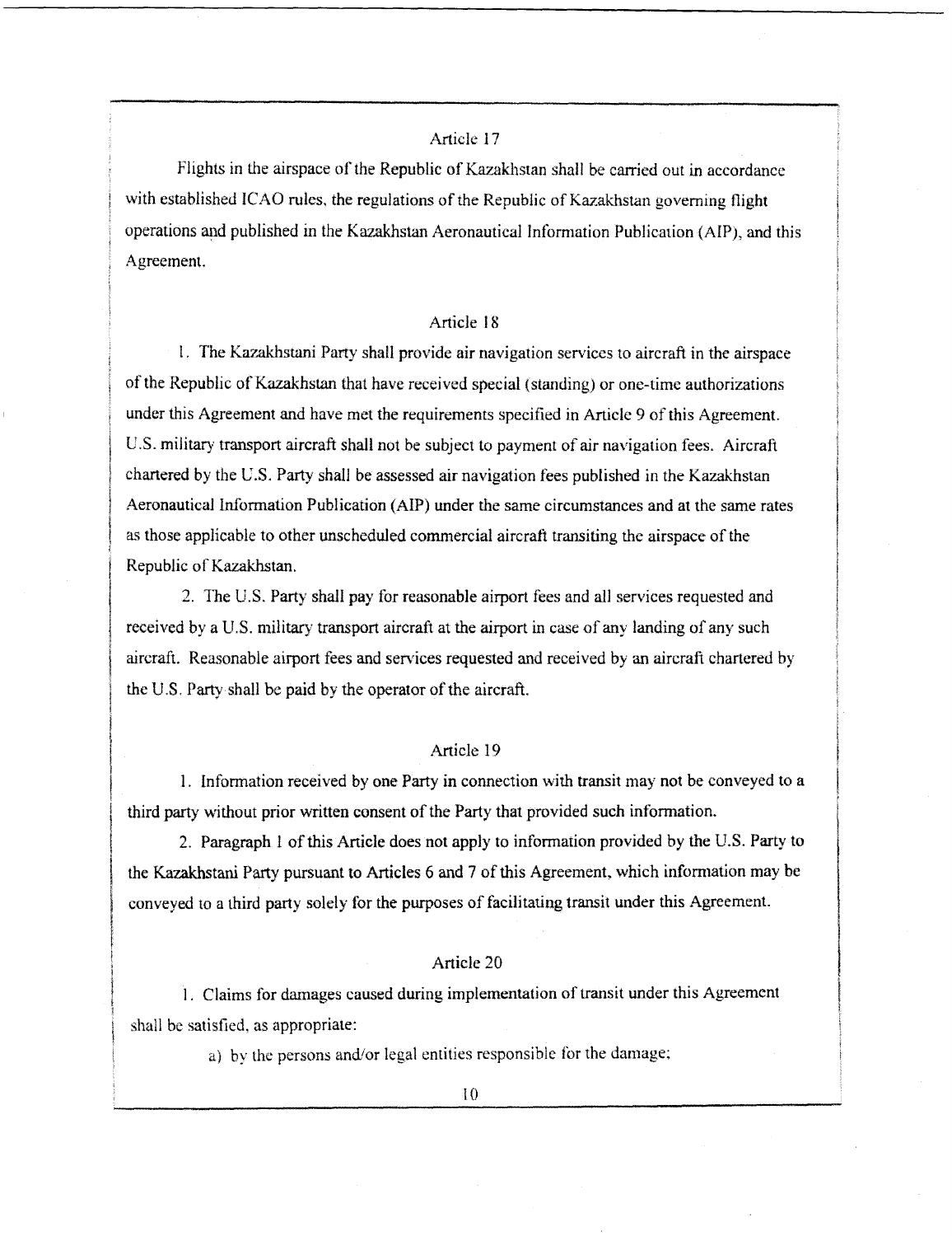## Article 17

Flights in the airspace of the Republic of Kazakhstan shall be carried out in accordance with established ICAO rules, the regulations of the Republic of Kazakhstan governing flight operations and published in the Kazakhstan Aeronautical Information Publication (AIP), and this Agreement.

## Article 18

1. The Kazakhstani Party shall provide air navigation services to aircraft in the airspace of the Republic of Kazakhstan that have received special (standing) or one-time authorizations under this Agreement and have met the requirements specified in Article 9 of this Agreement. U.S. military transport aircraft shall not be subject to payment of air navigation fees. Aircraft chartered by the U.S. Party shall be assessed air navigation fees published in the Kazakhstan Aeronautical Information Publication (AIP) under the same circumstances and at the same rates as those applicable to other unscheduled commercial aircraft transiting the airspace of the Republic of Kazakhstan.

2. The U.S. Party shall pay for reasonable airport fees and all services requested and received by a U.S. military transport aircraft at the airport in case of any landing of any such aircraft. Reasonable airport fees and services requested and received by an aircraft chartered by the U.S. Party shall be paid by the operator of the aircraft.

## Article 19

1. Information received by one Party in connection with transit may not be conveyed to a third party without prior written consent of the Party that provided such information.

2. Paragraph 1 of this Article does not apply to information provided by the U.S. Party to the Kazakhstani Party pursuant to Articles 6 and 7 of this Agreement, which information may be conveyed to a third party solely for the purposes of facilitating transit under this Agreement.

## Article 20

1. Claims for damages caused during implementation of transit under this Agreement shall be satisfied, as appropriate:

a) by the persons and/or legal entities responsible for the damage;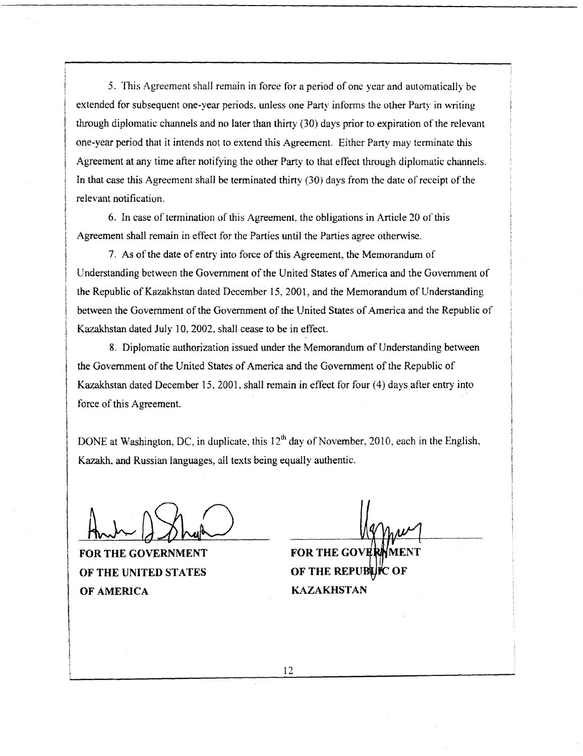5. This Agreement shall remain in force for a period of one year and automatically be extended for subsequent one-year periods, unless one Party informs the other Party in writing through diplomatic channels and no later than thirty (30) days prior to expiration of the relevant one-year period that it intends not to extend this Agreement. Either Party may terminate this Agreement at any time after notifying the other Party to that effect through diplomatic channels. In that case this Agreement shall be terminated thirty (30) days from the date of receipt of the relevant notification.

6. In case of termination of this Agreement, the obligations in Article 20 of this Agreement shall remain in effect for the Parties until the Parties agree otherwise.

7. As of the date of entry into force of this Agreement, the Memorandum of Understanding between the Government of the United States of America and the Government of the Republic of Kazakhstan dated December 15, 2001, and the Memorandum of Understanding between the Government of the Government of the United States of America and the Republic of Kazakhstan dated July 10, 2002, shall cease to be in effect.

8. Diplomatic authorization issued under the Memorandum of Understanding between the Government of the United States of America and the Government of the Republic of Kazakhstan dated December 15, 2001, shall remain in effect for four (4) days after entry into force of this Agreement.

DONE at Washington, DC, in duplicate, this 12th day of November, 2010, each in the English, Kazakh, and Russian languages, all texts being equally authentic.

| | |
|---|---|
| **FOR THE GOVERNMENT OF THE UNITED STATES OF AMERICA** | **FOR THE GOVERNMENT OF THE REPUBLIC OF KAZAKHSTAN** |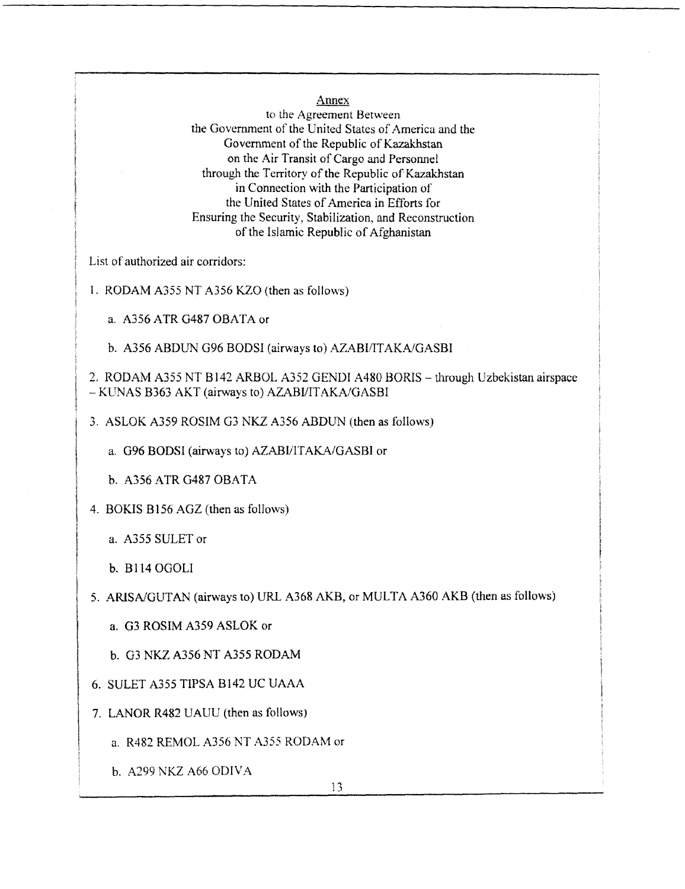## Annex

to the Agreement Between
the Government of the United States of America and the
Government of the Republic of Kazakhstan
on the Air Transit of Cargo and Personnel
through the Territory of the Republic of Kazakhstan
in Connection with the Participation of
the United States of America in Efforts for
Ensuring the Security, Stabilization, and Reconstruction
of the Islamic Republic of Afghanistan

List of authorized air corridors:

1. RODAM A355 NT A356 KZO (then as follows)
   a. A356 ATR G487 OBATA or
   b. A356 ABDUN G96 BODSI (airways to) AZABI/ITAKA/GASBI
2. RODAM A355 NT B142 ARBOL A352 GENDI A480 BORIS – through Uzbekistan airspace – KUNAS B363 AKT (airways to) AZABI/ITAKA/GASBI
3. ASLOK A359 ROSIM G3 NKZ A356 ABDUN (then as follows)
   a. G96 BODSI (airways to) AZABI/ITAKA/GASBI or
   b. A356 ATR G487 OBATA
4. BOKIS B156 AGZ (then as follows)
   a. A355 SULET or
   b. B114 OGOLI
5. ARISA/GUTAN (airways to) URL A368 AKB, or MULTA A360 AKB (then as follows)
   a. G3 ROSIM A359 ASLOK or
   b. G3 NKZ A356 NT A355 RODAM
6. SULET A355 TIPSA B142 UC UAAA
7. LANOR R482 UAUU (then as follows)
   a. R482 REMOL A356 NT A355 RODAM or
   b. A299 NKZ A66 ODIVA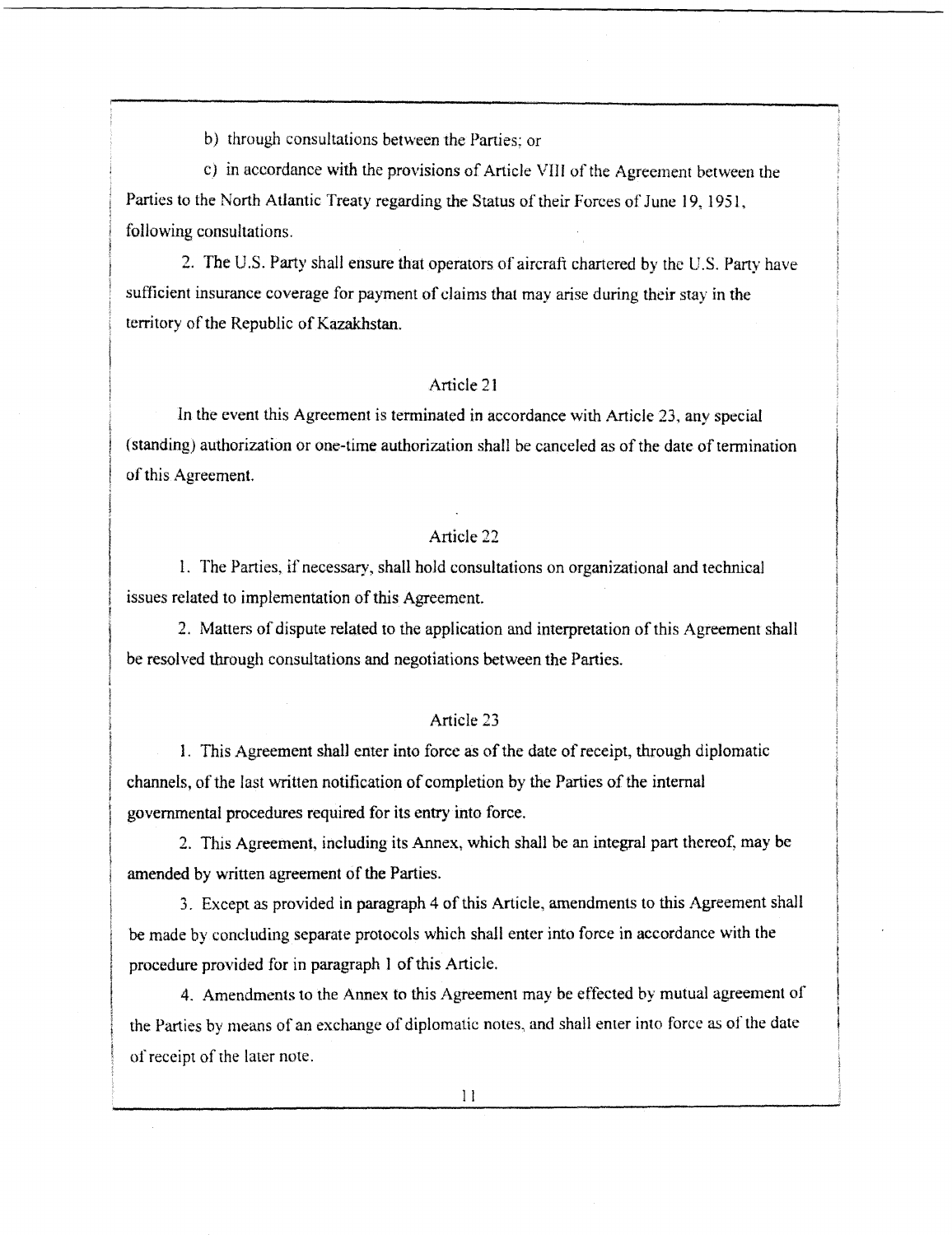b) through consultations between the Parties; or

c) in accordance with the provisions of Article VIII of the Agreement between the Parties to the North Atlantic Treaty regarding the Status of their Forces of June 19, 1951, following consultations.

2. The U.S. Party shall ensure that operators of aircraft chartered by the U.S. Party have sufficient insurance coverage for payment of claims that may arise during their stay in the territory of the Republic of Kazakhstan.

### Article 21

In the event this Agreement is terminated in accordance with Article 23, any special (standing) authorization or one-time authorization shall be canceled as of the date of termination of this Agreement.

### Article 22

1. The Parties, if necessary, shall hold consultations on organizational and technical issues related to implementation of this Agreement.

2. Matters of dispute related to the application and interpretation of this Agreement shall be resolved through consultations and negotiations between the Parties.

### Article 23

1. This Agreement shall enter into force as of the date of receipt, through diplomatic channels, of the last written notification of completion by the Parties of the internal governmental procedures required for its entry into force.

2. This Agreement, including its Annex, which shall be an integral part thereof, may be amended by written agreement of the Parties.

3. Except as provided in paragraph 4 of this Article, amendments to this Agreement shall be made by concluding separate protocols which shall enter into force in accordance with the procedure provided for in paragraph 1 of this Article.

4. Amendments to the Annex to this Agreement may be effected by mutual agreement of the Parties by means of an exchange of diplomatic notes, and shall enter into force as of the date of receipt of the later note.